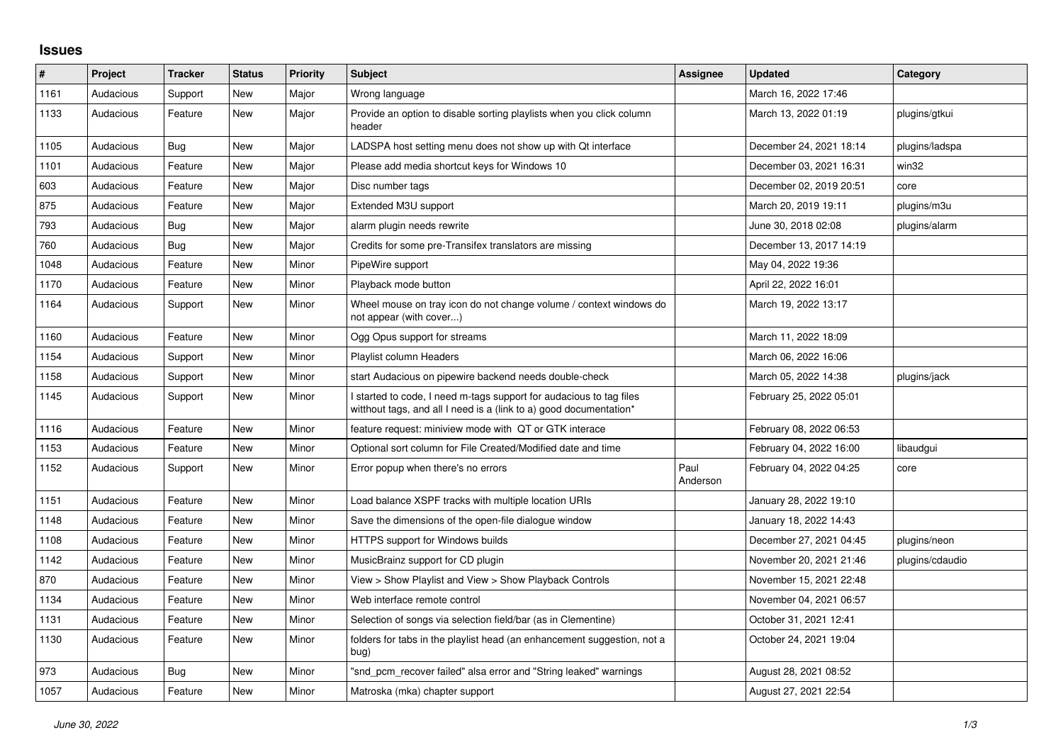## Issues

| # | Project | Tracker | Status | Priority | Subject | Assignee | Updated | Category |
|---|---|---|---|---|---|---|---|---|
| 1161 | Audacious | Support | New | Major | Wrong language | | March 16, 2022 17:46 | |
| 1133 | Audacious | Feature | New | Major | Provide an option to disable sorting playlists when you click column header | | March 13, 2022 01:19 | plugins/gtkui |
| 1105 | Audacious | Bug | New | Major | LADSPA host setting menu does not show up with Qt interface | | December 24, 2021 18:14 | plugins/ladspa |
| 1101 | Audacious | Feature | New | Major | Please add media shortcut keys for Windows 10 | | December 03, 2021 16:31 | win32 |
| 603 | Audacious | Feature | New | Major | Disc number tags | | December 02, 2019 20:51 | core |
| 875 | Audacious | Feature | New | Major | Extended M3U support | | March 20, 2019 19:11 | plugins/m3u |
| 793 | Audacious | Bug | New | Major | alarm plugin needs rewrite | | June 30, 2018 02:08 | plugins/alarm |
| 760 | Audacious | Bug | New | Major | Credits for some pre-Transifex translators are missing | | December 13, 2017 14:19 | |
| 1048 | Audacious | Feature | New | Minor | PipeWire support | | May 04, 2022 19:36 | |
| 1170 | Audacious | Feature | New | Minor | Playback mode button | | April 22, 2022 16:01 | |
| 1164 | Audacious | Support | New | Minor | Wheel mouse on tray icon do not change volume / context windows do not appear (with cover...) | | March 19, 2022 13:17 | |
| 1160 | Audacious | Feature | New | Minor | Ogg Opus support for streams | | March 11, 2022 18:09 | |
| 1154 | Audacious | Support | New | Minor | Playlist column Headers | | March 06, 2022 16:06 | |
| 1158 | Audacious | Support | New | Minor | start Audacious on pipewire backend needs double-check | | March 05, 2022 14:38 | plugins/jack |
| 1145 | Audacious | Support | New | Minor | I started to code, I need m-tags support for audacious to tag files witthout tags, and all I need is a (link to a) good documentation* | | February 25, 2022 05:01 | |
| 1116 | Audacious | Feature | New | Minor | feature request: miniview mode with QT or GTK interace | | February 08, 2022 06:53 | |
| 1153 | Audacious | Feature | New | Minor | Optional sort column for File Created/Modified date and time | | February 04, 2022 16:00 | libaudgui |
| 1152 | Audacious | Support | New | Minor | Error popup when there's no errors | Paul Anderson | February 04, 2022 04:25 | core |
| 1151 | Audacious | Feature | New | Minor | Load balance XSPF tracks with multiple location URIs | | January 28, 2022 19:10 | |
| 1148 | Audacious | Feature | New | Minor | Save the dimensions of the open-file dialogue window | | January 18, 2022 14:43 | |
| 1108 | Audacious | Feature | New | Minor | HTTPS support for Windows builds | | December 27, 2021 04:45 | plugins/neon |
| 1142 | Audacious | Feature | New | Minor | MusicBrainz support for CD plugin | | November 20, 2021 21:46 | plugins/cdaudio |
| 870 | Audacious | Feature | New | Minor | View > Show Playlist and View > Show Playback Controls | | November 15, 2021 22:48 | |
| 1134 | Audacious | Feature | New | Minor | Web interface remote control | | November 04, 2021 06:57 | |
| 1131 | Audacious | Feature | New | Minor | Selection of songs via selection field/bar (as in Clementine) | | October 31, 2021 12:41 | |
| 1130 | Audacious | Feature | New | Minor | folders for tabs in the playlist head (an enhancement suggestion, not a bug) | | October 24, 2021 19:04 | |
| 973 | Audacious | Bug | New | Minor | "snd_pcm_recover failed" alsa error and "String leaked" warnings | | August 28, 2021 08:52 | |
| 1057 | Audacious | Feature | New | Minor | Matroska (mka) chapter support | | August 27, 2021 22:54 | |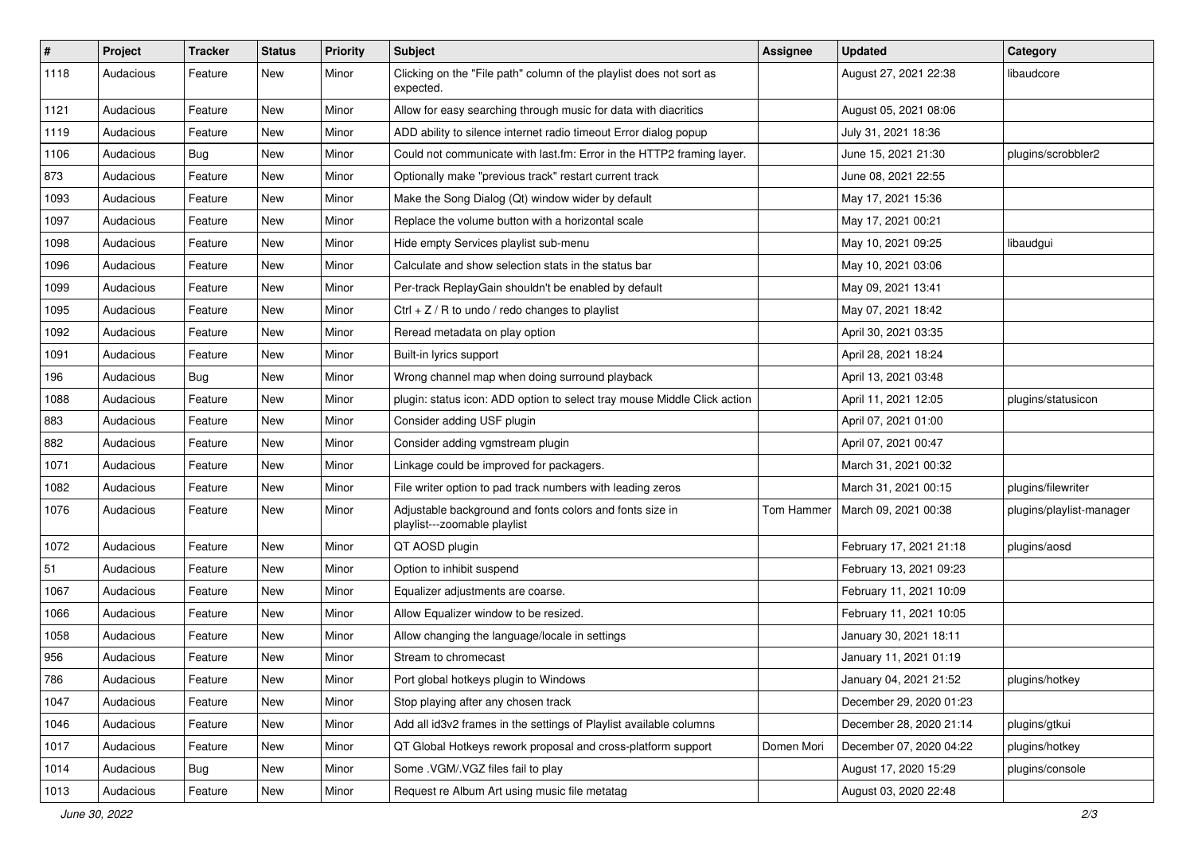| # | Project | Tracker | Status | Priority | Subject | Assignee | Updated | Category |
|---|---|---|---|---|---|---|---|---|
| 1118 | Audacious | Feature | New | Minor | Clicking on the "File path" column of the playlist does not sort as expected. | | August 27, 2021 22:38 | libaudcore |
| 1121 | Audacious | Feature | New | Minor | Allow for easy searching through music for data with diacritics | | August 05, 2021 08:06 | |
| 1119 | Audacious | Feature | New | Minor | ADD ability to silence internet radio timeout Error dialog popup | | July 31, 2021 18:36 | |
| 1106 | Audacious | Bug | New | Minor | Could not communicate with last.fm: Error in the HTTP2 framing layer. | | June 15, 2021 21:30 | plugins/scrobbler2 |
| 873 | Audacious | Feature | New | Minor | Optionally make "previous track" restart current track | | June 08, 2021 22:55 | |
| 1093 | Audacious | Feature | New | Minor | Make the Song Dialog (Qt) window wider by default | | May 17, 2021 15:36 | |
| 1097 | Audacious | Feature | New | Minor | Replace the volume button with a horizontal scale | | May 17, 2021 00:21 | |
| 1098 | Audacious | Feature | New | Minor | Hide empty Services playlist sub-menu | | May 10, 2021 09:25 | libaudgui |
| 1096 | Audacious | Feature | New | Minor | Calculate and show selection stats in the status bar | | May 10, 2021 03:06 | |
| 1099 | Audacious | Feature | New | Minor | Per-track ReplayGain shouldn't be enabled by default | | May 09, 2021 13:41 | |
| 1095 | Audacious | Feature | New | Minor | Ctrl + Z / R to undo / redo changes to playlist | | May 07, 2021 18:42 | |
| 1092 | Audacious | Feature | New | Minor | Reread metadata on play option | | April 30, 2021 03:35 | |
| 1091 | Audacious | Feature | New | Minor | Built-in lyrics support | | April 28, 2021 18:24 | |
| 196 | Audacious | Bug | New | Minor | Wrong channel map when doing surround playback | | April 13, 2021 03:48 | |
| 1088 | Audacious | Feature | New | Minor | plugin: status icon: ADD option to select tray mouse Middle Click action | | April 11, 2021 12:05 | plugins/statusicon |
| 883 | Audacious | Feature | New | Minor | Consider adding USF plugin | | April 07, 2021 01:00 | |
| 882 | Audacious | Feature | New | Minor | Consider adding vgmstream plugin | | April 07, 2021 00:47 | |
| 1071 | Audacious | Feature | New | Minor | Linkage could be improved for packagers. | | March 31, 2021 00:32 | |
| 1082 | Audacious | Feature | New | Minor | File writer option to pad track numbers with leading zeros | | March 31, 2021 00:15 | plugins/filewriter |
| 1076 | Audacious | Feature | New | Minor | Adjustable background and fonts colors and fonts size in playlist---zoomable playlist | Tom Hammer | March 09, 2021 00:38 | plugins/playlist-manager |
| 1072 | Audacious | Feature | New | Minor | QT AOSD plugin | | February 17, 2021 21:18 | plugins/aosd |
| 51 | Audacious | Feature | New | Minor | Option to inhibit suspend | | February 13, 2021 09:23 | |
| 1067 | Audacious | Feature | New | Minor | Equalizer adjustments are coarse. | | February 11, 2021 10:09 | |
| 1066 | Audacious | Feature | New | Minor | Allow Equalizer window to be resized. | | February 11, 2021 10:05 | |
| 1058 | Audacious | Feature | New | Minor | Allow changing the language/locale in settings | | January 30, 2021 18:11 | |
| 956 | Audacious | Feature | New | Minor | Stream to chromecast | | January 11, 2021 01:19 | |
| 786 | Audacious | Feature | New | Minor | Port global hotkeys plugin to Windows | | January 04, 2021 21:52 | plugins/hotkey |
| 1047 | Audacious | Feature | New | Minor | Stop playing after any chosen track | | December 29, 2020 01:23 | |
| 1046 | Audacious | Feature | New | Minor | Add all id3v2 frames in the settings of Playlist available columns | | December 28, 2020 21:14 | plugins/gtkui |
| 1017 | Audacious | Feature | New | Minor | QT Global Hotkeys rework proposal and cross-platform support | Domen Mori | December 07, 2020 04:22 | plugins/hotkey |
| 1014 | Audacious | Bug | New | Minor | Some .VGM/.VGZ files fail to play | | August 17, 2020 15:29 | plugins/console |
| 1013 | Audacious | Feature | New | Minor | Request re Album Art using music file metatag | | August 03, 2020 22:48 | |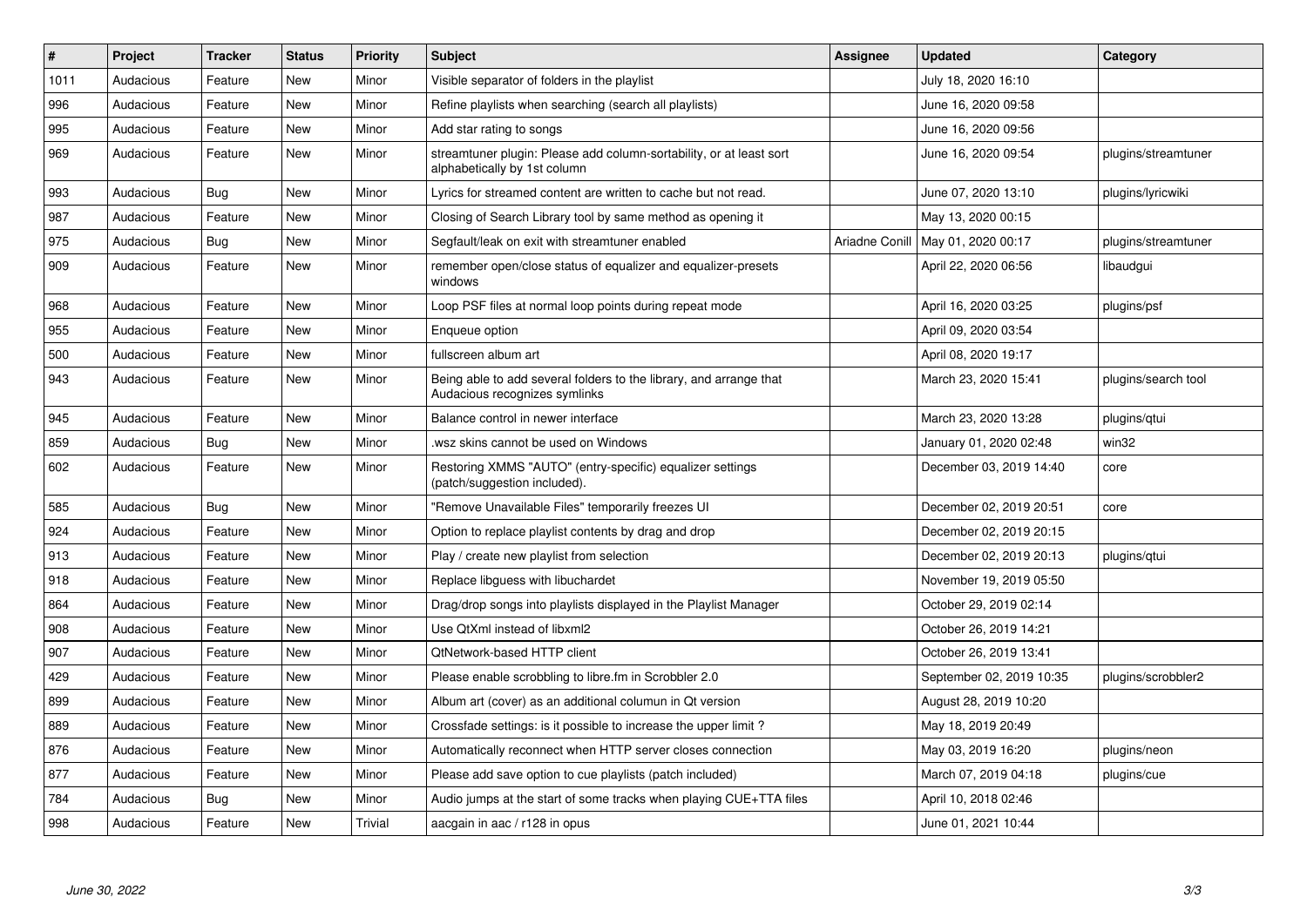| # | Project | Tracker | Status | Priority | Subject | Assignee | Updated | Category |
|---|---|---|---|---|---|---|---|---|
| 1011 | Audacious | Feature | New | Minor | Visible separator of folders in the playlist | | July 18, 2020 16:10 | |
| 996 | Audacious | Feature | New | Minor | Refine playlists when searching (search all playlists) | | June 16, 2020 09:58 | |
| 995 | Audacious | Feature | New | Minor | Add star rating to songs | | June 16, 2020 09:56 | |
| 969 | Audacious | Feature | New | Minor | streamtuner plugin: Please add column-sortability, or at least sort alphabetically by 1st column | | June 16, 2020 09:54 | plugins/streamtuner |
| 993 | Audacious | Bug | New | Minor | Lyrics for streamed content are written to cache but not read. | | June 07, 2020 13:10 | plugins/lyricwiki |
| 987 | Audacious | Feature | New | Minor | Closing of Search Library tool by same method as opening it | | May 13, 2020 00:15 | |
| 975 | Audacious | Bug | New | Minor | Segfault/leak on exit with streamtuner enabled | Ariadne Conill | May 01, 2020 00:17 | plugins/streamtuner |
| 909 | Audacious | Feature | New | Minor | remember open/close status of equalizer and equalizer-presets windows | | April 22, 2020 06:56 | libaudgui |
| 968 | Audacious | Feature | New | Minor | Loop PSF files at normal loop points during repeat mode | | April 16, 2020 03:25 | plugins/psf |
| 955 | Audacious | Feature | New | Minor | Enqueue option | | April 09, 2020 03:54 | |
| 500 | Audacious | Feature | New | Minor | fullscreen album art | | April 08, 2020 19:17 | |
| 943 | Audacious | Feature | New | Minor | Being able to add several folders to the library, and arrange that Audacious recognizes symlinks | | March 23, 2020 15:41 | plugins/search tool |
| 945 | Audacious | Feature | New | Minor | Balance control in newer interface | | March 23, 2020 13:28 | plugins/qtui |
| 859 | Audacious | Bug | New | Minor | .wsz skins cannot be used on Windows | | January 01, 2020 02:48 | win32 |
| 602 | Audacious | Feature | New | Minor | Restoring XMMS "AUTO" (entry-specific) equalizer settings (patch/suggestion included). | | December 03, 2019 14:40 | core |
| 585 | Audacious | Bug | New | Minor | "Remove Unavailable Files" temporarily freezes UI | | December 02, 2019 20:51 | core |
| 924 | Audacious | Feature | New | Minor | Option to replace playlist contents by drag and drop | | December 02, 2019 20:15 | |
| 913 | Audacious | Feature | New | Minor | Play / create new playlist from selection | | December 02, 2019 20:13 | plugins/qtui |
| 918 | Audacious | Feature | New | Minor | Replace libguess with libuchardet | | November 19, 2019 05:50 | |
| 864 | Audacious | Feature | New | Minor | Drag/drop songs into playlists displayed in the Playlist Manager | | October 29, 2019 02:14 | |
| 908 | Audacious | Feature | New | Minor | Use QtXml instead of libxml2 | | October 26, 2019 14:21 | |
| 907 | Audacious | Feature | New | Minor | QtNetwork-based HTTP client | | October 26, 2019 13:41 | |
| 429 | Audacious | Feature | New | Minor | Please enable scrobbling to libre.fm in Scrobbler 2.0 | | September 02, 2019 10:35 | plugins/scrobbler2 |
| 899 | Audacious | Feature | New | Minor | Album art (cover) as an additional columun in Qt version | | August 28, 2019 10:20 | |
| 889 | Audacious | Feature | New | Minor | Crossfade settings: is it possible to increase the upper limit ? | | May 18, 2019 20:49 | |
| 876 | Audacious | Feature | New | Minor | Automatically reconnect when HTTP server closes connection | | May 03, 2019 16:20 | plugins/neon |
| 877 | Audacious | Feature | New | Minor | Please add save option to cue playlists (patch included) | | March 07, 2019 04:18 | plugins/cue |
| 784 | Audacious | Bug | New | Minor | Audio jumps at the start of some tracks when playing CUE+TTA files | | April 10, 2018 02:46 | |
| 998 | Audacious | Feature | New | Trivial | aacgain in aac / r128 in opus | | June 01, 2021 10:44 | |

*June 30, 2022*